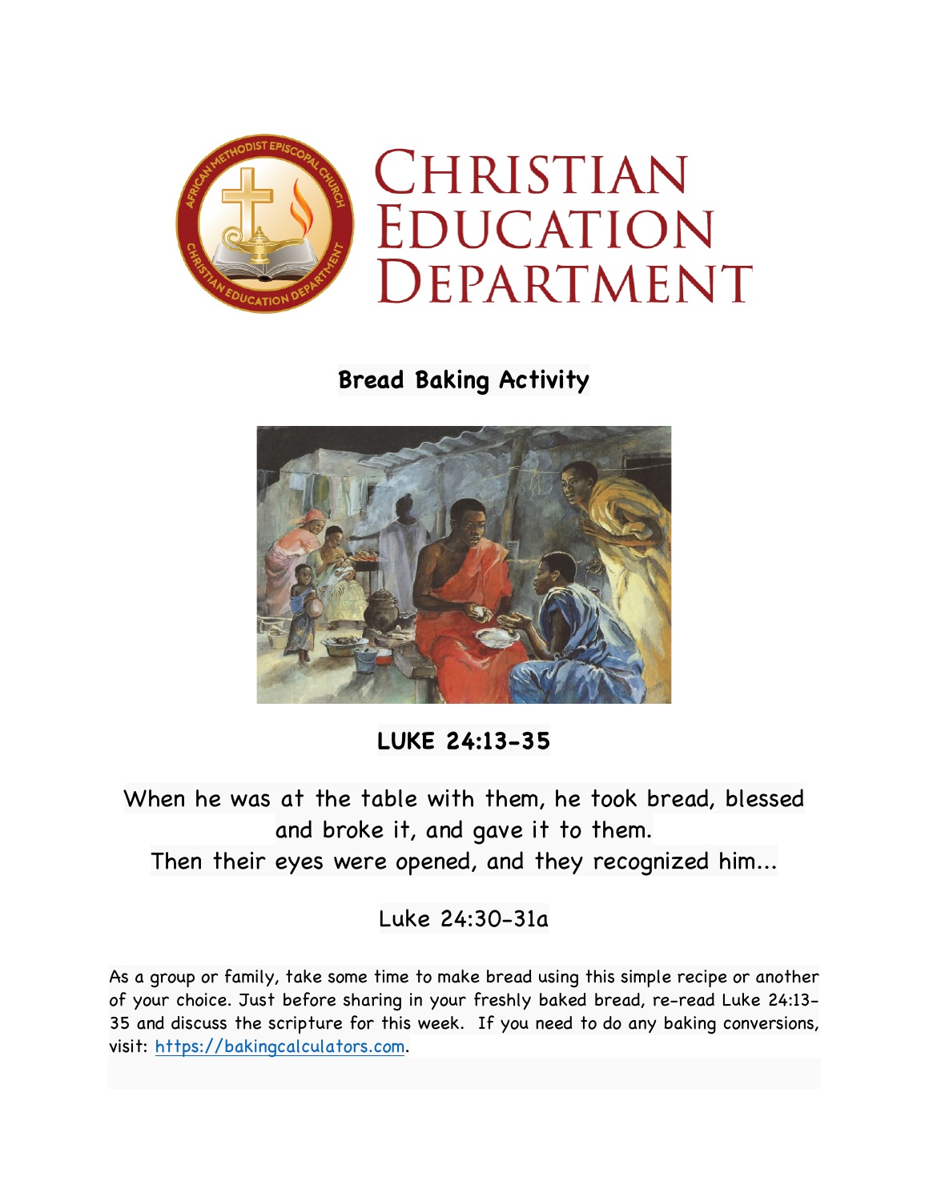# Christian Education Department

## Bread Baking Activity

## LUKE 24:13-35

When he was at the table with them, he took bread, blessed and broke it, and gave it to them.
Then their eyes were opened, and they recognized him...

Luke 24:30-31a

As a group or family, take some time to make bread using this simple recipe or another of your choice. Just before sharing in your freshly baked bread, re-read Luke 24:13-35 and discuss the scripture for this week. If you need to do any baking conversions, visit: [https://bakingcalculators.com](https://bakingcalculators.com).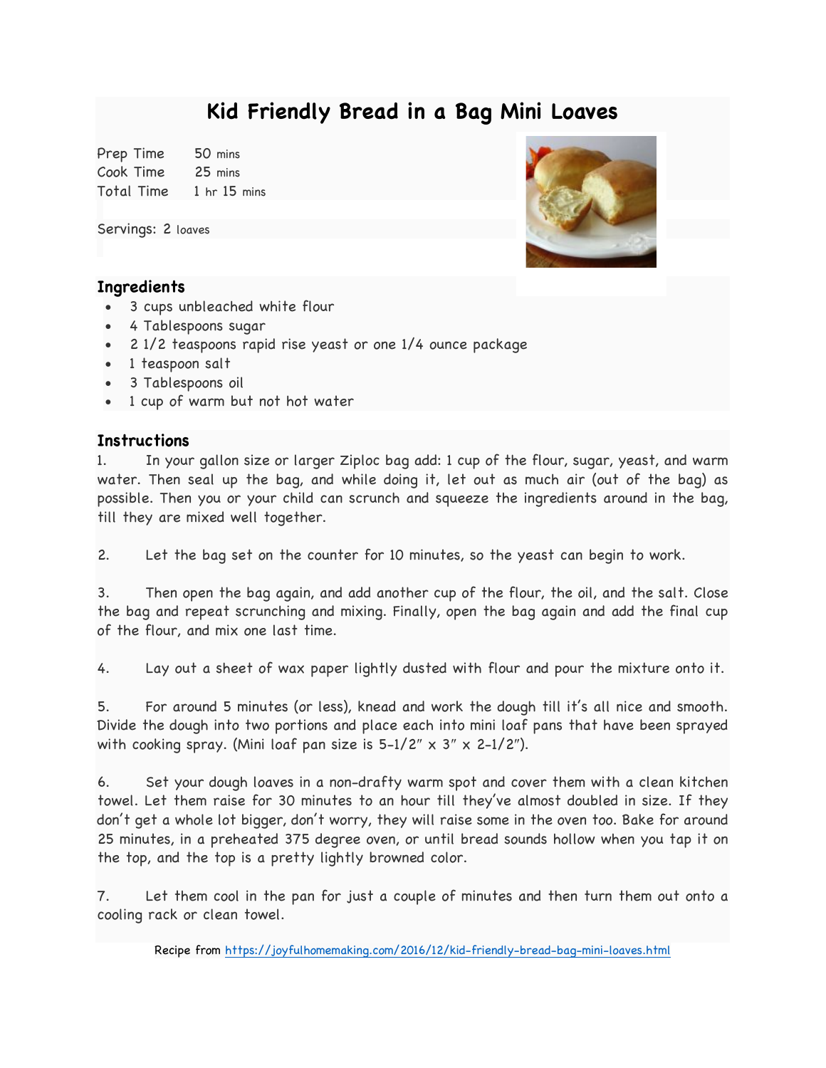# Kid Friendly Bread in a Bag Mini Loaves

Prep Time 50 mins
Cook Time 25 mins
Total Time 1 hr 15 mins

Servings: 2 loaves

## Ingredients

- 3 cups unbleached white flour
- 4 Tablespoons sugar
- 2 1/2 teaspoons rapid rise yeast or one 1/4 ounce package
- 1 teaspoon salt
- 3 Tablespoons oil
- 1 cup of warm but not hot water

## Instructions

1. In your gallon size or larger Ziploc bag add: 1 cup of the flour, sugar, yeast, and warm water. Then seal up the bag, and while doing it, let out as much air (out of the bag) as possible. Then you or your child can scrunch and squeeze the ingredients around in the bag, till they are mixed well together.

2. Let the bag set on the counter for 10 minutes, so the yeast can begin to work.

3. Then open the bag again, and add another cup of the flour, the oil, and the salt. Close the bag and repeat scrunching and mixing. Finally, open the bag again and add the final cup of the flour, and mix one last time.

4. Lay out a sheet of wax paper lightly dusted with flour and pour the mixture onto it.

5. For around 5 minutes (or less), knead and work the dough till it's all nice and smooth. Divide the dough into two portions and place each into mini loaf pans that have been sprayed with cooking spray. (Mini loaf pan size is 5-1/2″ x 3″ x 2-1/2″).

6. Set your dough loaves in a non-drafty warm spot and cover them with a clean kitchen towel. Let them raise for 30 minutes to an hour till they've almost doubled in size. If they don't get a whole lot bigger, don't worry, they will raise some in the oven too. Bake for around 25 minutes, in a preheated 375 degree oven, or until bread sounds hollow when you tap it on the top, and the top is a pretty lightly browned color.

7. Let them cool in the pan for just a couple of minutes and then turn them out onto a cooling rack or clean towel.

Recipe from https://joyfulhomemaking.com/2016/12/kid-friendly-bread-bag-mini-loaves.html